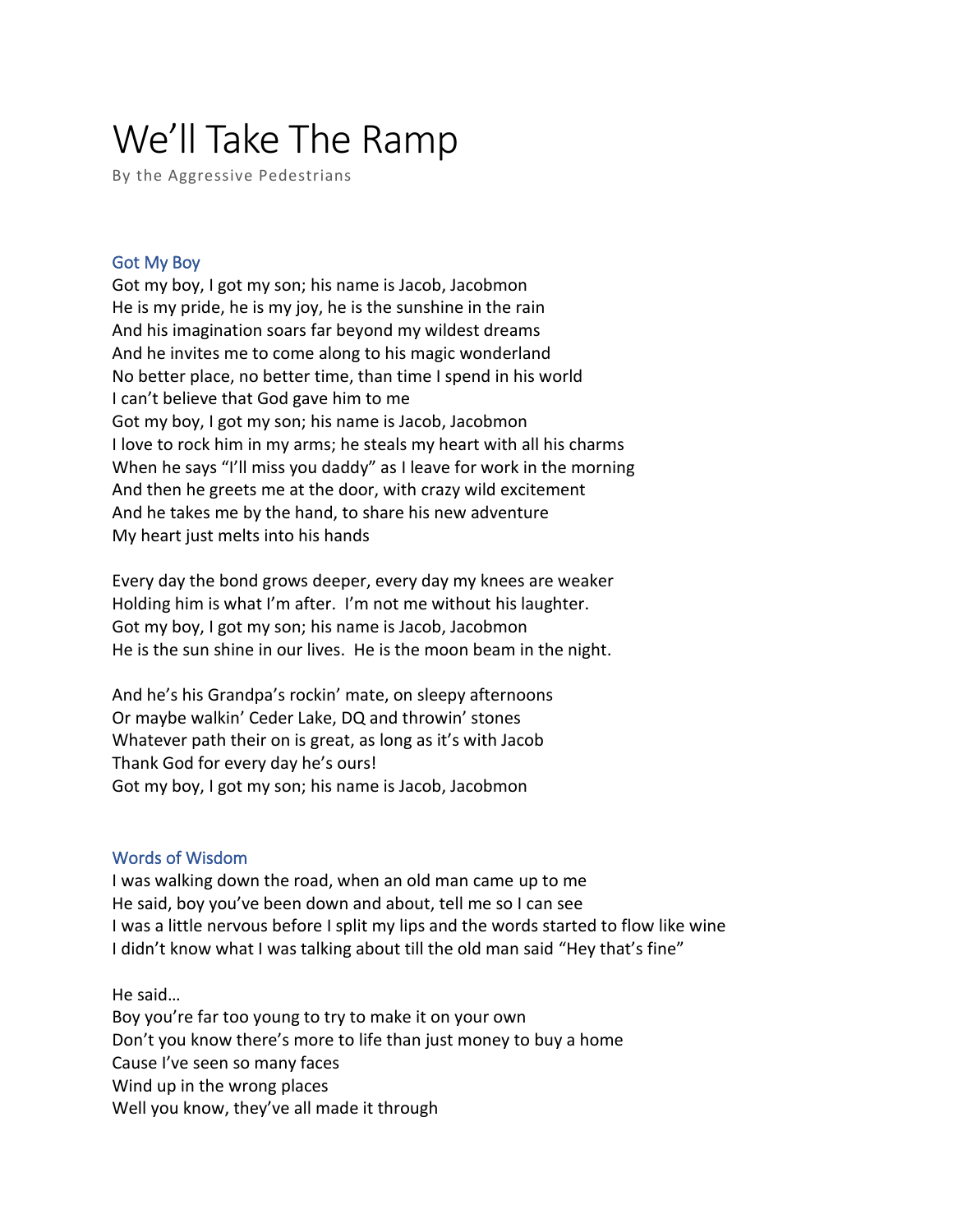# We'll Take The Ramp

By the Aggressive Pedestrians

## Got My Boy

Got my boy, I got my son; his name is Jacob, Jacobmon
He is my pride, he is my joy, he is the sunshine in the rain
And his imagination soars far beyond my wildest dreams
And he invites me to come along to his magic wonderland
No better place, no better time, than time I spend in his world
I can't believe that God gave him to me
Got my boy, I got my son; his name is Jacob, Jacobmon
I love to rock him in my arms; he steals my heart with all his charms
When he says "I'll miss you daddy" as I leave for work in the morning
And then he greets me at the door, with crazy wild excitement
And he takes me by the hand, to share his new adventure
My heart just melts into his hands

Every day the bond grows deeper, every day my knees are weaker
Holding him is what I'm after. I'm not me without his laughter.
Got my boy, I got my son; his name is Jacob, Jacobmon
He is the sun shine in our lives. He is the moon beam in the night.

And he's his Grandpa's rockin' mate, on sleepy afternoons
Or maybe walkin' Ceder Lake, DQ and throwin' stones
Whatever path their on is great, as long as it's with Jacob
Thank God for every day he's ours!
Got my boy, I got my son; his name is Jacob, Jacobmon

## Words of Wisdom

I was walking down the road, when an old man came up to me
He said, boy you've been down and about, tell me so I can see
I was a little nervous before I split my lips and the words started to flow like wine
I didn't know what I was talking about till the old man said "Hey that's fine"

He said…
Boy you're far too young to try to make it on your own
Don't you know there's more to life than just money to buy a home
Cause I've seen so many faces
Wind up in the wrong places
Well you know, they've all made it through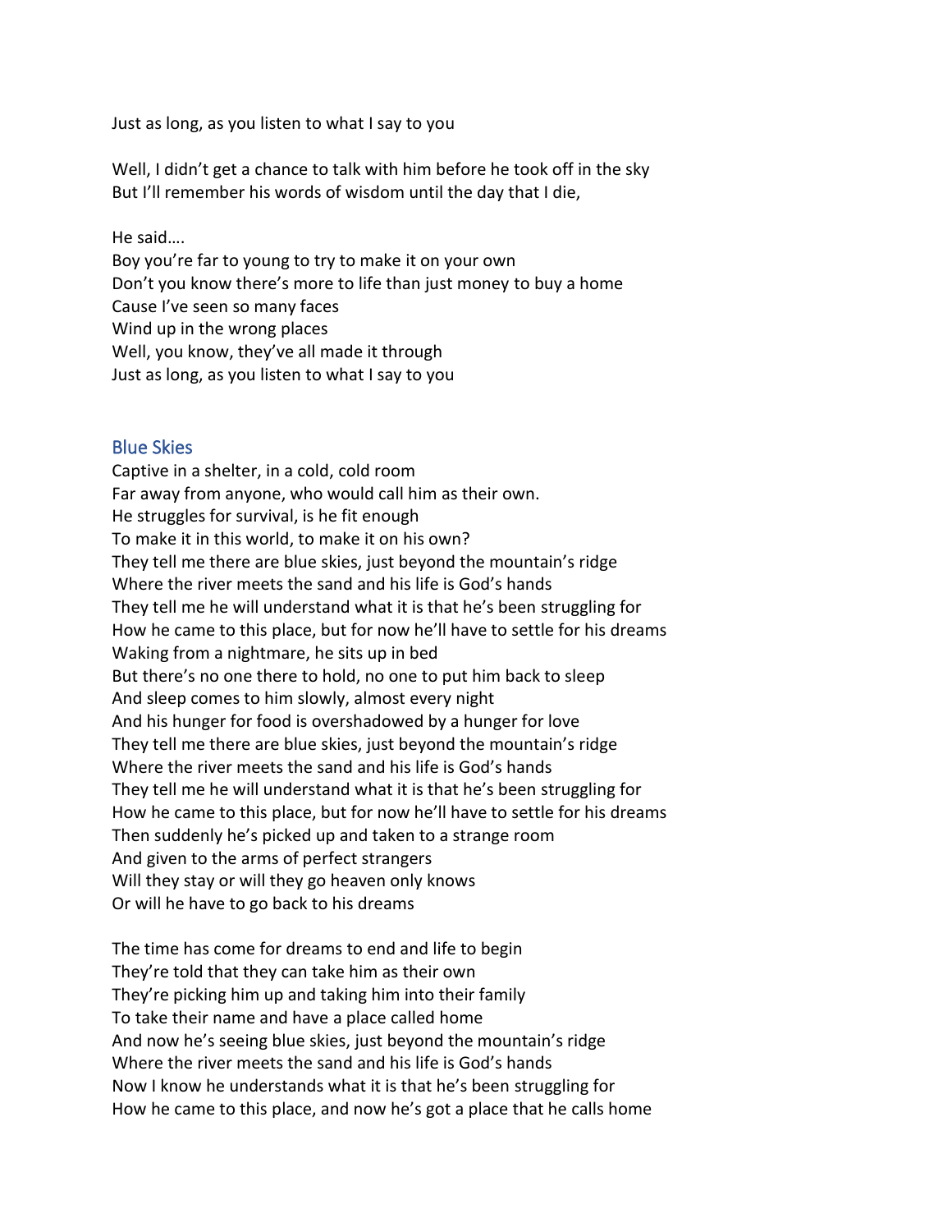Just as long, as you listen to what I say to you

Well, I didn't get a chance to talk with him before he took off in the sky
But I'll remember his words of wisdom until the day that I die,

He said….
Boy you're far to young to try to make it on your own
Don't you know there's more to life than just money to buy a home
Cause I've seen so many faces
Wind up in the wrong places
Well, you know, they've all made it through
Just as long, as you listen to what I say to you

## Blue Skies

Captive in a shelter, in a cold, cold room
Far away from anyone, who would call him as their own.
He struggles for survival, is he fit enough
To make it in this world, to make it on his own?
They tell me there are blue skies, just beyond the mountain's ridge
Where the river meets the sand and his life is God's hands
They tell me he will understand what it is that he's been struggling for
How he came to this place, but for now he'll have to settle for his dreams
Waking from a nightmare, he sits up in bed
But there's no one there to hold, no one to put him back to sleep
And sleep comes to him slowly, almost every night
And his hunger for food is overshadowed by a hunger for love
They tell me there are blue skies, just beyond the mountain's ridge
Where the river meets the sand and his life is God's hands
They tell me he will understand what it is that he's been struggling for
How he came to this place, but for now he'll have to settle for his dreams
Then suddenly he's picked up and taken to a strange room
And given to the arms of perfect strangers
Will they stay or will they go heaven only knows
Or will he have to go back to his dreams

The time has come for dreams to end and life to begin
They're told that they can take him as their own
They're picking him up and taking him into their family
To take their name and have a place called home
And now he's seeing blue skies, just beyond the mountain's ridge
Where the river meets the sand and his life is God's hands
Now I know he understands what it is that he's been struggling for
How he came to this place, and now he's got a place that he calls home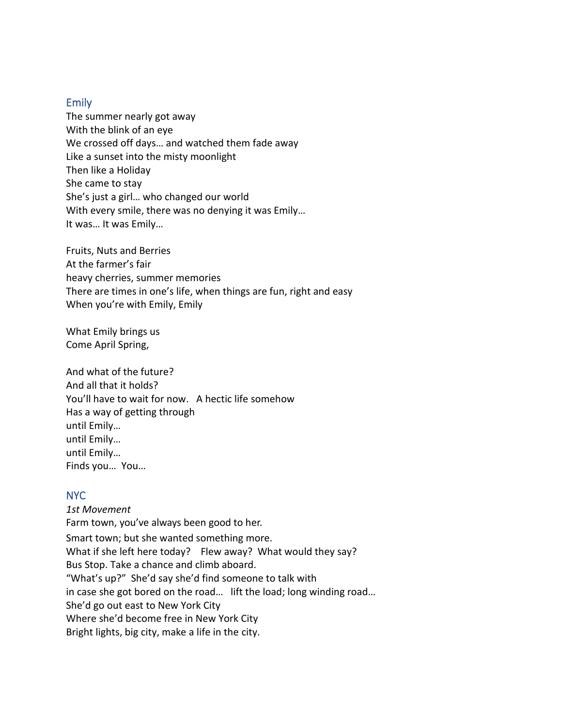## Emily

The summer nearly got away
With the blink of an eye
We crossed off days… and watched them fade away
Like a sunset into the misty moonlight
Then like a Holiday
She came to stay
She's just a girl… who changed our world
With every smile, there was no denying it was Emily…
It was… It was Emily…

Fruits, Nuts and Berries
At the farmer's fair
heavy cherries, summer memories
There are times in one's life, when things are fun, right and easy
When you're with Emily, Emily

What Emily brings us
Come April Spring,

And what of the future?
And all that it holds?
You'll have to wait for now.   A hectic life somehow
Has a way of getting through
until Emily…
until Emily…
until Emily…
Finds you…  You…

## NYC

*1st Movement*
Farm town, you've always been good to her.
Smart town; but she wanted something more.
What if she left here today?   Flew away?  What would they say?
Bus Stop. Take a chance and climb aboard.
"What's up?"  She'd say she'd find someone to talk with
in case she got bored on the road…  lift the load; long winding road…
She'd go out east to New York City
Where she'd become free in New York City
Bright lights, big city, make a life in the city.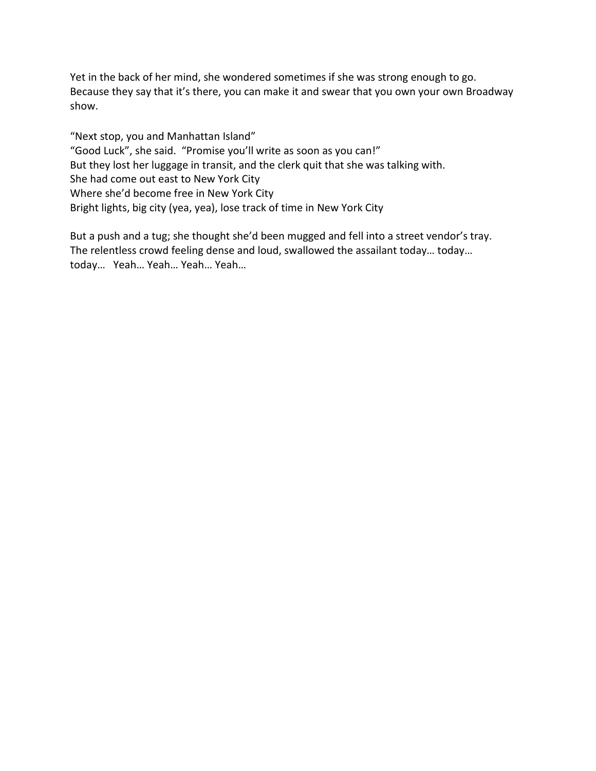Yet in the back of her mind, she wondered sometimes if she was strong enough to go.
Because they say that it's there, you can make it and swear that you own your own Broadway show.

"Next stop, you and Manhattan Island"
"Good Luck", she said. "Promise you'll write as soon as you can!"
But they lost her luggage in transit, and the clerk quit that she was talking with.
She had come out east to New York City
Where she'd become free in New York City
Bright lights, big city (yea, yea), lose track of time in New York City

But a push and a tug; she thought she'd been mugged and fell into a street vendor's tray.
The relentless crowd feeling dense and loud, swallowed the assailant today… today…
today… Yeah… Yeah… Yeah… Yeah…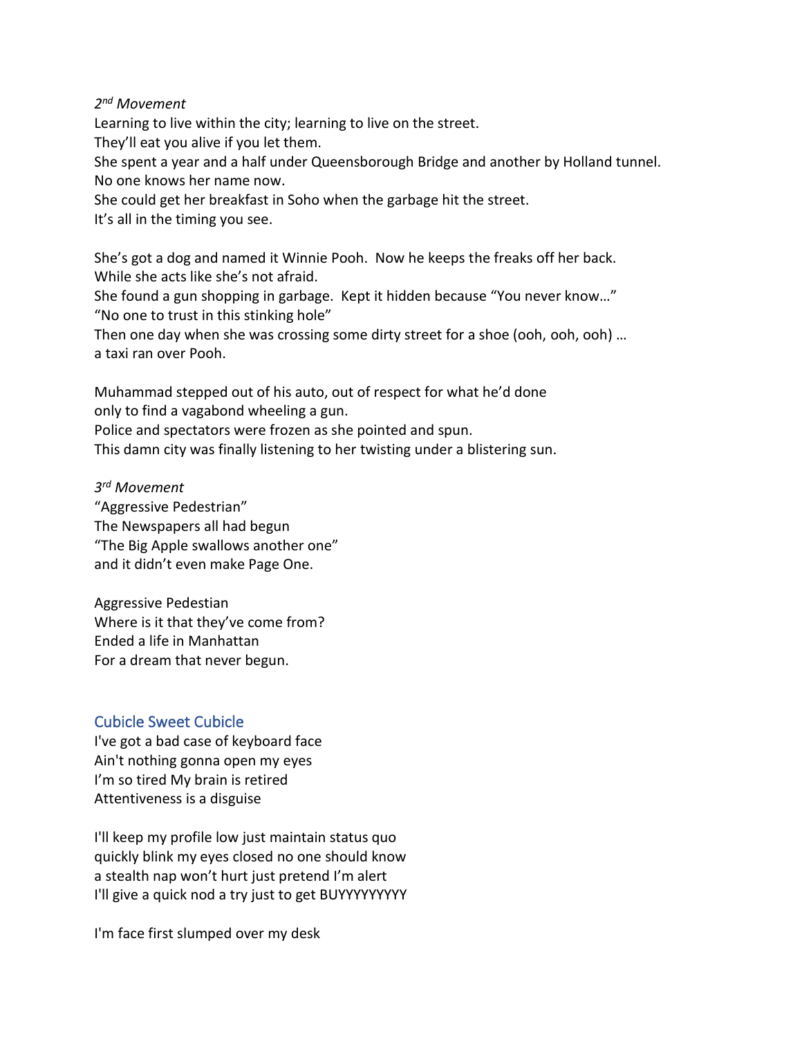*2nd Movement*

Learning to live within the city; learning to live on the street.
They'll eat you alive if you let them.
She spent a year and a half under Queensborough Bridge and another by Holland tunnel.
No one knows her name now.
She could get her breakfast in Soho when the garbage hit the street.
It's all in the timing you see.

She's got a dog and named it Winnie Pooh. Now he keeps the freaks off her back.
While she acts like she's not afraid.
She found a gun shopping in garbage. Kept it hidden because "You never know…"
"No one to trust in this stinking hole"
Then one day when she was crossing some dirty street for a shoe (ooh, ooh, ooh) …
a taxi ran over Pooh.

Muhammad stepped out of his auto, out of respect for what he'd done
only to find a vagabond wheeling a gun.
Police and spectators were frozen as she pointed and spun.
This damn city was finally listening to her twisting under a blistering sun.

*3rd Movement*

"Aggressive Pedestrian"
The Newspapers all had begun
"The Big Apple swallows another one"
and it didn't even make Page One.

Aggressive Pedestian
Where is it that they've come from?
Ended a life in Manhattan
For a dream that never begun.

## Cubicle Sweet Cubicle

I've got a bad case of keyboard face
Ain't nothing gonna open my eyes
I'm so tired My brain is retired
Attentiveness is a disguise

I'll keep my profile low just maintain status quo
quickly blink my eyes closed no one should know
a stealth nap won't hurt just pretend I'm alert
I'll give a quick nod a try just to get BUYYYYYYYYY

I'm face first slumped over my desk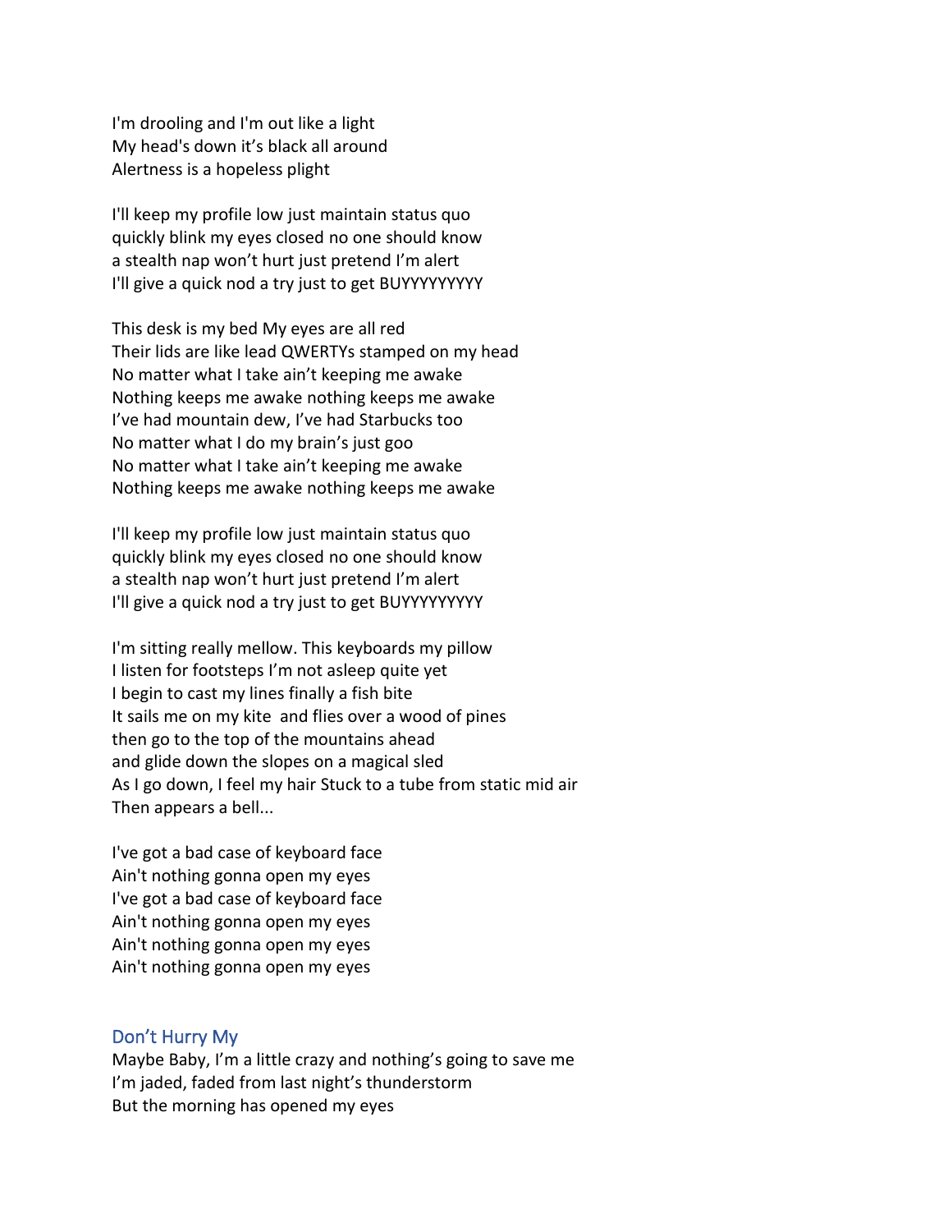I'm drooling and I'm out like a light
My head's down it's black all around
Alertness is a hopeless plight

I'll keep my profile low just maintain status quo
quickly blink my eyes closed no one should know
a stealth nap won't hurt just pretend I'm alert
I'll give a quick nod a try just to get BUYYYYYYYYY

This desk is my bed My eyes are all red
Their lids are like lead QWERTYs stamped on my head
No matter what I take ain't keeping me awake
Nothing keeps me awake nothing keeps me awake
I've had mountain dew, I've had Starbucks too
No matter what I do my brain's just goo
No matter what I take ain't keeping me awake
Nothing keeps me awake nothing keeps me awake

I'll keep my profile low just maintain status quo
quickly blink my eyes closed no one should know
a stealth nap won't hurt just pretend I'm alert
I'll give a quick nod a try just to get BUYYYYYYYYY

I'm sitting really mellow. This keyboards my pillow
I listen for footsteps I'm not asleep quite yet
I begin to cast my lines finally a fish bite
It sails me on my kite and flies over a wood of pines
then go to the top of the mountains ahead
and glide down the slopes on a magical sled
As I go down, I feel my hair Stuck to a tube from static mid air
Then appears a bell...

I've got a bad case of keyboard face
Ain't nothing gonna open my eyes
I've got a bad case of keyboard face
Ain't nothing gonna open my eyes
Ain't nothing gonna open my eyes
Ain't nothing gonna open my eyes

## Don't Hurry My

Maybe Baby, I'm a little crazy and nothing's going to save me
I'm jaded, faded from last night's thunderstorm
But the morning has opened my eyes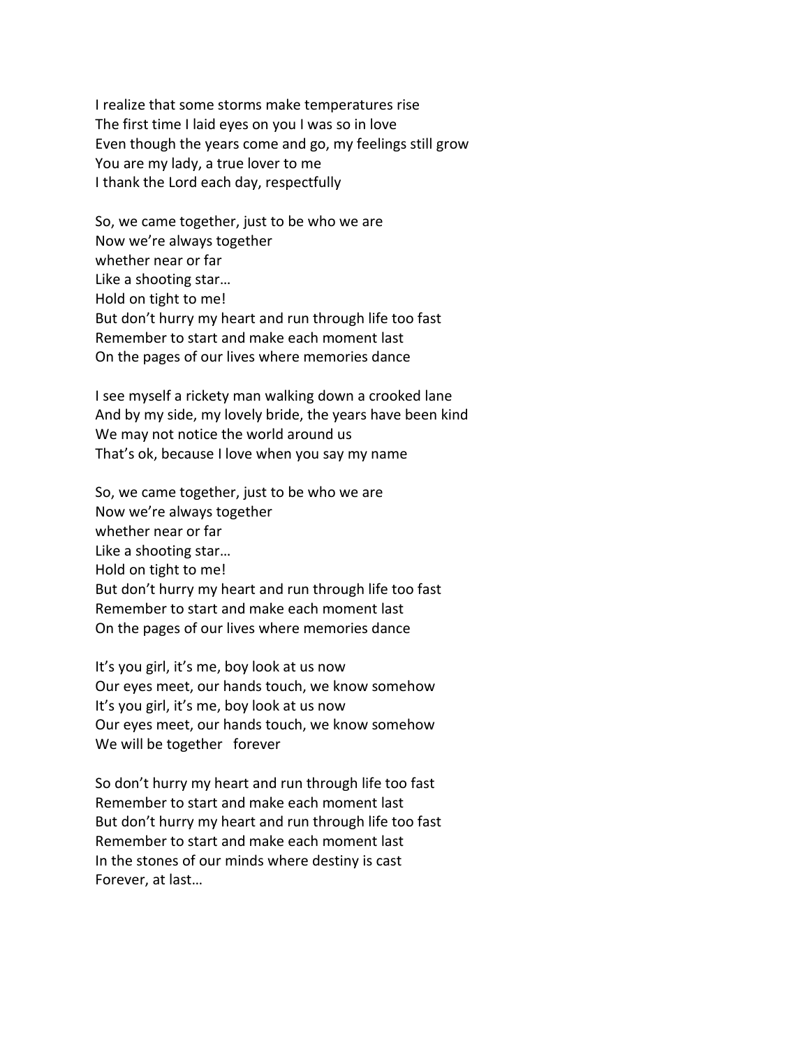I realize that some storms make temperatures rise
The first time I laid eyes on you I was so in love
Even though the years come and go, my feelings still grow
You are my lady, a true lover to me
I thank the Lord each day, respectfully

So, we came together, just to be who we are
Now we're always together
whether near or far
Like a shooting star…
Hold on tight to me!
But don't hurry my heart and run through life too fast
Remember to start and make each moment last
On the pages of our lives where memories dance

I see myself a rickety man walking down a crooked lane
And by my side, my lovely bride, the years have been kind
We may not notice the world around us
That's ok, because I love when you say my name

So, we came together, just to be who we are
Now we're always together
whether near or far
Like a shooting star…
Hold on tight to me!
But don't hurry my heart and run through life too fast
Remember to start and make each moment last
On the pages of our lives where memories dance

It's you girl, it's me, boy look at us now
Our eyes meet, our hands touch, we know somehow
It's you girl, it's me, boy look at us now
Our eyes meet, our hands touch, we know somehow
We will be together forever

So don't hurry my heart and run through life too fast
Remember to start and make each moment last
But don't hurry my heart and run through life too fast
Remember to start and make each moment last
In the stones of our minds where destiny is cast
Forever, at last…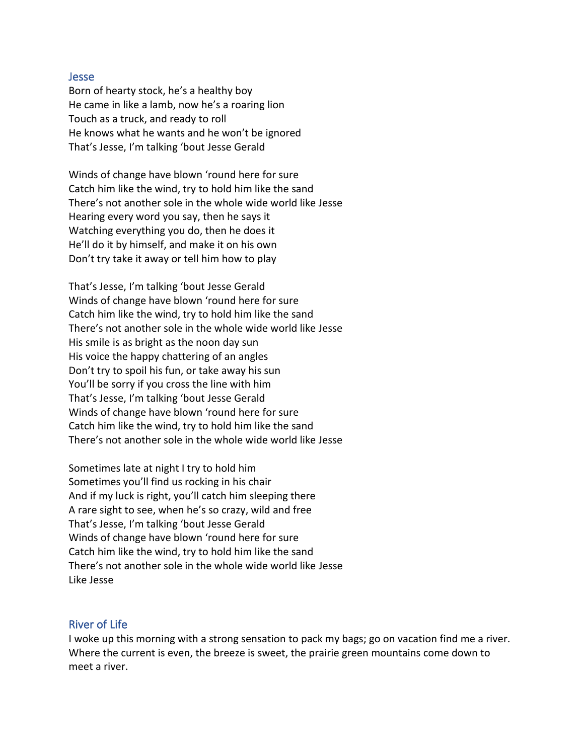## Jesse

Born of hearty stock, he's a healthy boy
He came in like a lamb, now he's a roaring lion
Touch as a truck, and ready to roll
He knows what he wants and he won't be ignored
That's Jesse, I'm talking 'bout Jesse Gerald

Winds of change have blown 'round here for sure
Catch him like the wind, try to hold him like the sand
There's not another sole in the whole wide world like Jesse
Hearing every word you say, then he says it
Watching everything you do, then he does it
He'll do it by himself, and make it on his own
Don't try take it away or tell him how to play

That's Jesse, I'm talking 'bout Jesse Gerald
Winds of change have blown 'round here for sure
Catch him like the wind, try to hold him like the sand
There's not another sole in the whole wide world like Jesse
His smile is as bright as the noon day sun
His voice the happy chattering of an angles
Don't try to spoil his fun, or take away his sun
You'll be sorry if you cross the line with him
That's Jesse, I'm talking 'bout Jesse Gerald
Winds of change have blown 'round here for sure
Catch him like the wind, try to hold him like the sand
There's not another sole in the whole wide world like Jesse

Sometimes late at night I try to hold him
Sometimes you'll find us rocking in his chair
And if my luck is right, you'll catch him sleeping there
A rare sight to see, when he's so crazy, wild and free
That's Jesse, I'm talking 'bout Jesse Gerald
Winds of change have blown 'round here for sure
Catch him like the wind, try to hold him like the sand
There's not another sole in the whole wide world like Jesse
Like Jesse

## River of Life

I woke up this morning with a strong sensation to pack my bags; go on vacation find me a river. Where the current is even, the breeze is sweet, the prairie green mountains come down to meet a river.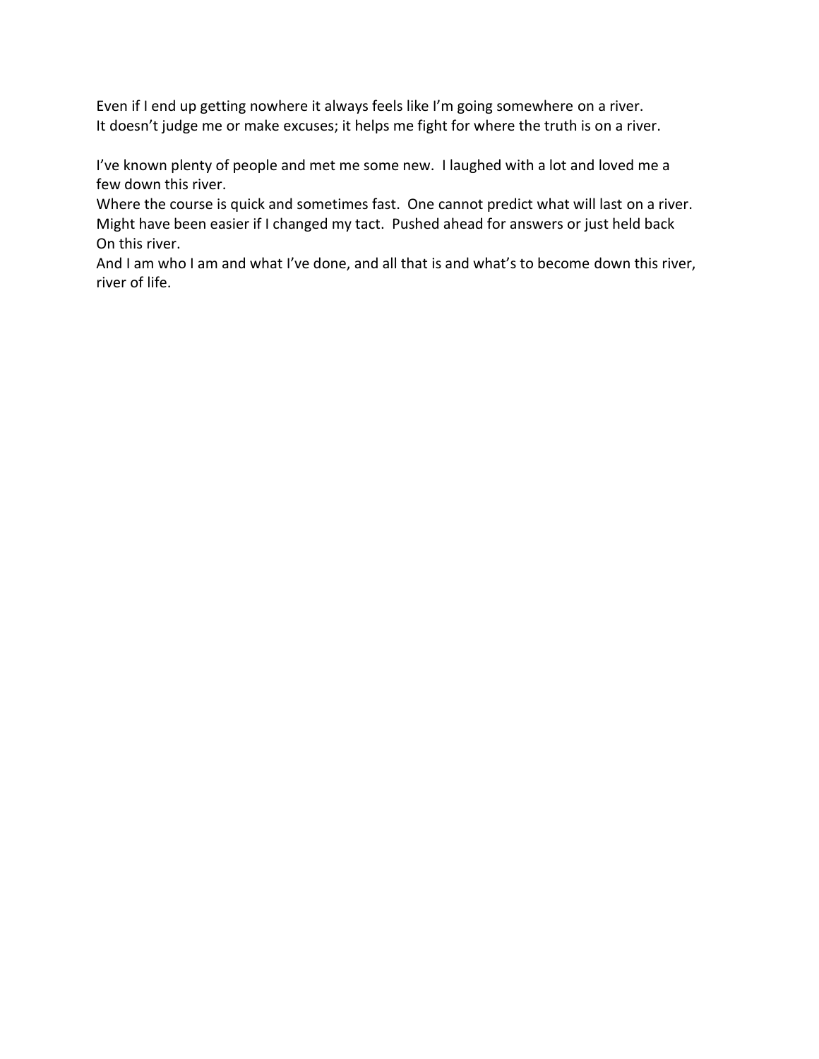Even if I end up getting nowhere it always feels like I'm going somewhere on a river.
It doesn't judge me or make excuses; it helps me fight for where the truth is on a river.

I've known plenty of people and met me some new. I laughed with a lot and loved me a few down this river.
Where the course is quick and sometimes fast. One cannot predict what will last on a river.
Might have been easier if I changed my tact. Pushed ahead for answers or just held back On this river.
And I am who I am and what I've done, and all that is and what's to become down this river, river of life.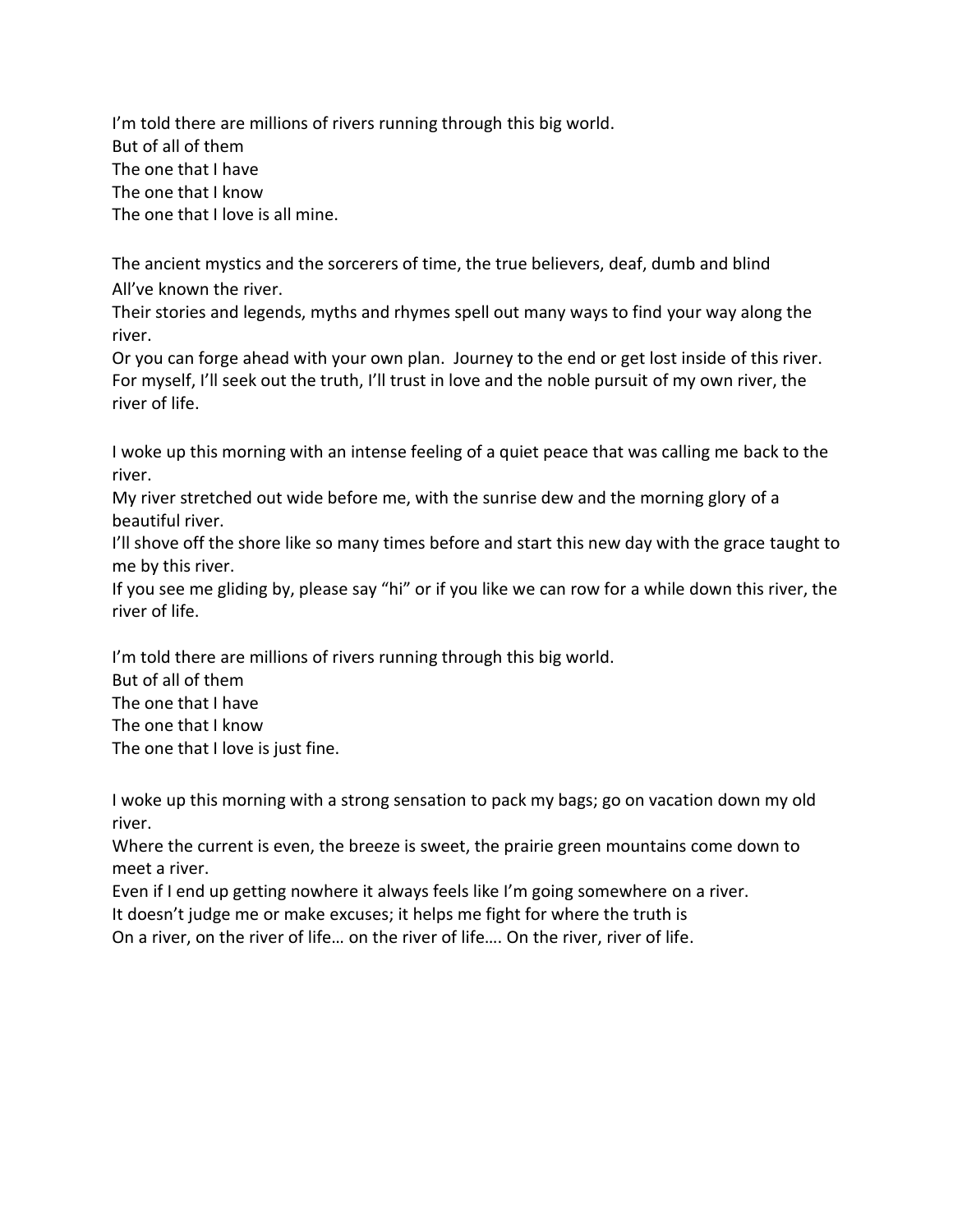I'm told there are millions of rivers running through this big world.
But of all of them
The one that I have
The one that I know
The one that I love is all mine.

The ancient mystics and the sorcerers of time, the true believers, deaf, dumb and blind
All've known the river.
Their stories and legends, myths and rhymes spell out many ways to find your way along the river.
Or you can forge ahead with your own plan. Journey to the end or get lost inside of this river.
For myself, I'll seek out the truth, I'll trust in love and the noble pursuit of my own river, the river of life.

I woke up this morning with an intense feeling of a quiet peace that was calling me back to the river.
My river stretched out wide before me, with the sunrise dew and the morning glory of a beautiful river.
I'll shove off the shore like so many times before and start this new day with the grace taught to me by this river.
If you see me gliding by, please say "hi" or if you like we can row for a while down this river, the river of life.

I'm told there are millions of rivers running through this big world.
But of all of them
The one that I have
The one that I know
The one that I love is just fine.

I woke up this morning with a strong sensation to pack my bags; go on vacation down my old river.
Where the current is even, the breeze is sweet, the prairie green mountains come down to meet a river.
Even if I end up getting nowhere it always feels like I'm going somewhere on a river.
It doesn't judge me or make excuses; it helps me fight for where the truth is
On a river, on the river of life… on the river of life…. On the river, river of life.